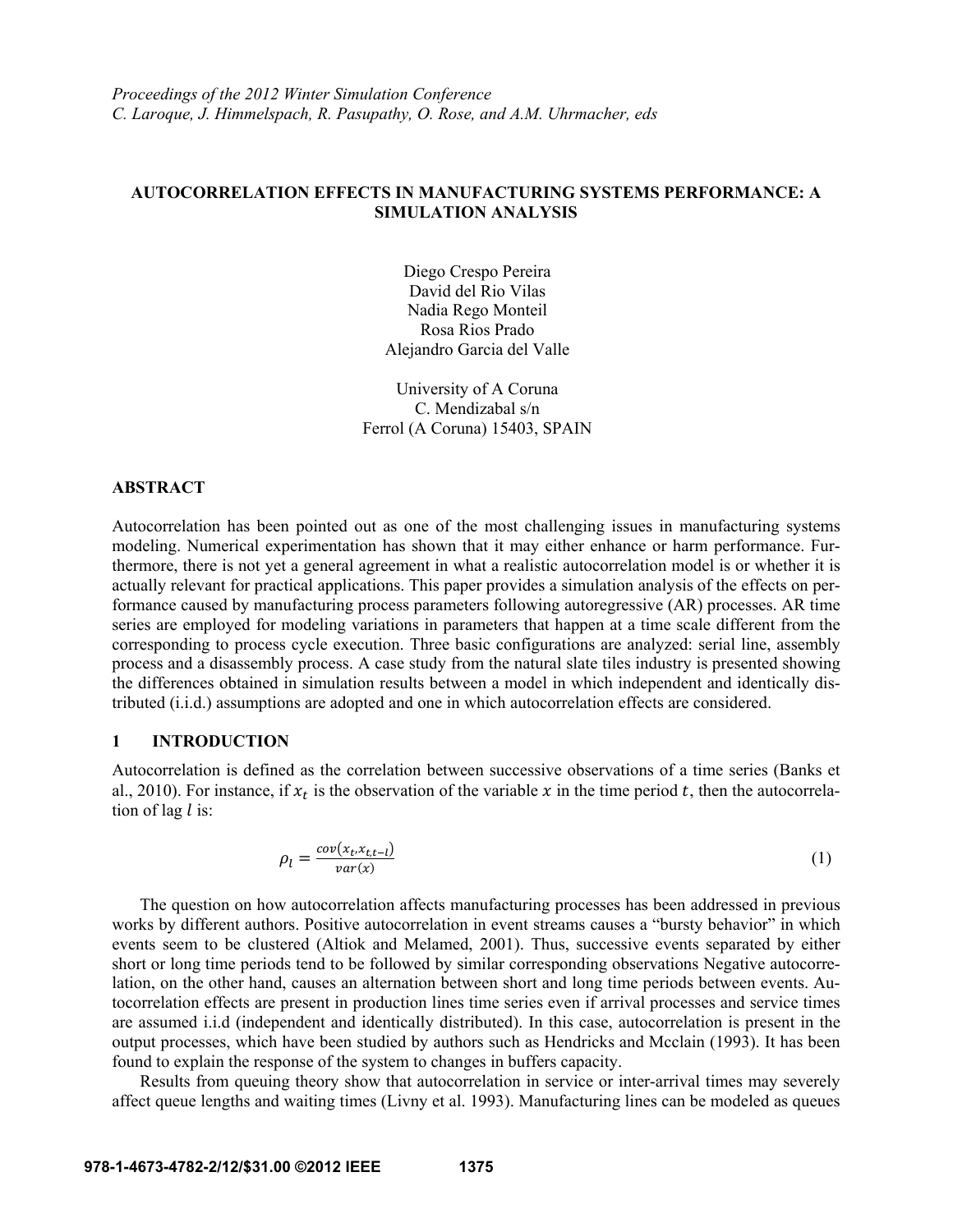*Proceedings of the 2012 Winter Simulation Conference*
*C. Laroque, J. Himmelspach, R. Pasupathy, O. Rose, and A.M. Uhrmacher, eds*

# AUTOCORRELATION EFFECTS IN MANUFACTURING SYSTEMS PERFORMANCE: A SIMULATION ANALYSIS

Diego Crespo Pereira
David del Rio Vilas
Nadia Rego Monteil
Rosa Rios Prado
Alejandro Garcia del Valle

University of A Coruna
C. Mendizabal s/n
Ferrol (A Coruna) 15403, SPAIN

## ABSTRACT

Autocorrelation has been pointed out as one of the most challenging issues in manufacturing systems modeling. Numerical experimentation has shown that it may either enhance or harm performance. Furthermore, there is not yet a general agreement in what a realistic autocorrelation model is or whether it is actually relevant for practical applications. This paper provides a simulation analysis of the effects on performance caused by manufacturing process parameters following autoregressive (AR) processes. AR time series are employed for modeling variations in parameters that happen at a time scale different from the corresponding to process cycle execution. Three basic configurations are analyzed: serial line, assembly process and a disassembly process. A case study from the natural slate tiles industry is presented showing the differences obtained in simulation results between a model in which independent and identically distributed (i.i.d.) assumptions are adopted and one in which autocorrelation effects are considered.

## 1 INTRODUCTION

Autocorrelation is defined as the correlation between successive observations of a time series (Banks et al., 2010). For instance, if $x_t$ is the observation of the variable $x$ in the time period $t$, then the autocorrelation of lag $l$ is:

$$\rho_l = \frac{cov(x_t, x_{t,t-l})}{var(x)} \tag{1}$$

The question on how autocorrelation affects manufacturing processes has been addressed in previous works by different authors. Positive autocorrelation in event streams causes a "bursty behavior" in which events seem to be clustered (Altiok and Melamed, 2001). Thus, successive events separated by either short or long time periods tend to be followed by similar corresponding observations Negative autocorrelation, on the other hand, causes an alternation between short and long time periods between events. Autocorrelation effects are present in production lines time series even if arrival processes and service times are assumed i.i.d (independent and identically distributed). In this case, autocorrelation is present in the output processes, which have been studied by authors such as Hendricks and Mcclain (1993). It has been found to explain the response of the system to changes in buffers capacity.

Results from queuing theory show that autocorrelation in service or inter-arrival times may severely affect queue lengths and waiting times (Livny et al. 1993). Manufacturing lines can be modeled as queues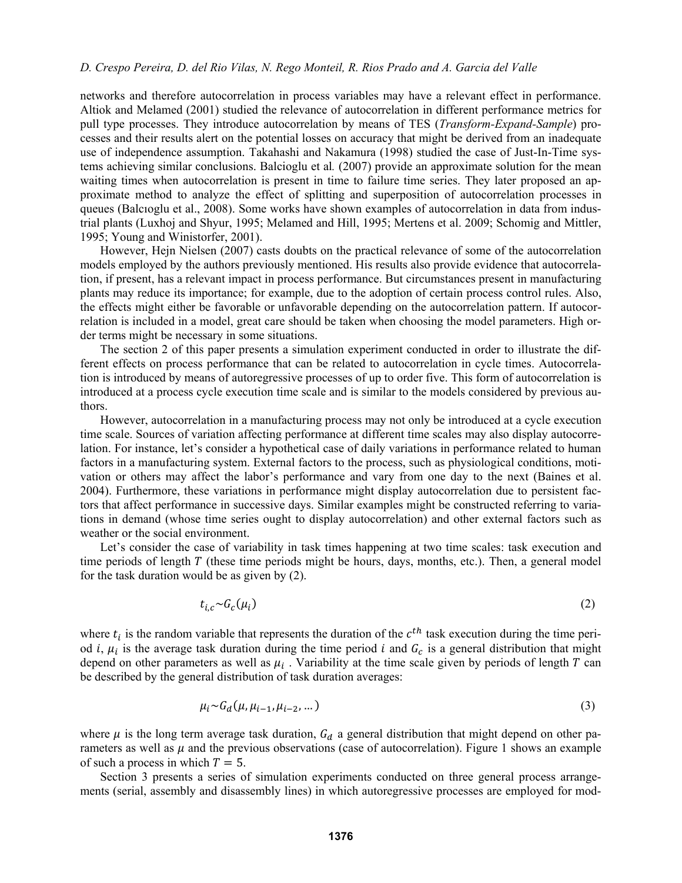networks and therefore autocorrelation in process variables may have a relevant effect in performance. Altiok and Melamed (2001) studied the relevance of autocorrelation in different performance metrics for pull type processes. They introduce autocorrelation by means of TES (*Transform-Expand-Sample*) processes and their results alert on the potential losses on accuracy that might be derived from an inadequate use of independence assumption. Takahashi and Nakamura (1998) studied the case of Just-In-Time systems achieving similar conclusions. Balcioglu et al*.* (2007) provide an approximate solution for the mean waiting times when autocorrelation is present in time to failure time series. They later proposed an approximate method to analyze the effect of splitting and superposition of autocorrelation processes in queues (Balcıoglu et al., 2008). Some works have shown examples of autocorrelation in data from industrial plants (Luxhoj and Shyur, 1995; Melamed and Hill, 1995; Mertens et al. 2009; Schomig and Mittler, 1995; Young and Winistorfer, 2001).

However, Hejn Nielsen (2007) casts doubts on the practical relevance of some of the autocorrelation models employed by the authors previously mentioned. His results also provide evidence that autocorrelation, if present, has a relevant impact in process performance. But circumstances present in manufacturing plants may reduce its importance; for example, due to the adoption of certain process control rules. Also, the effects might either be favorable or unfavorable depending on the autocorrelation pattern. If autocorrelation is included in a model, great care should be taken when choosing the model parameters. High order terms might be necessary in some situations.

The section 2 of this paper presents a simulation experiment conducted in order to illustrate the different effects on process performance that can be related to autocorrelation in cycle times. Autocorrelation is introduced by means of autoregressive processes of up to order five. This form of autocorrelation is introduced at a process cycle execution time scale and is similar to the models considered by previous authors.

However, autocorrelation in a manufacturing process may not only be introduced at a cycle execution time scale. Sources of variation affecting performance at different time scales may also display autocorrelation. For instance, let's consider a hypothetical case of daily variations in performance related to human factors in a manufacturing system. External factors to the process, such as physiological conditions, motivation or others may affect the labor's performance and vary from one day to the next (Baines et al. 2004). Furthermore, these variations in performance might display autocorrelation due to persistent factors that affect performance in successive days. Similar examples might be constructed referring to variations in demand (whose time series ought to display autocorrelation) and other external factors such as weather or the social environment.

Let's consider the case of variability in task times happening at two time scales: task execution and time periods of length $T$ (these time periods might be hours, days, months, etc.). Then, a general model for the task duration would be as given by (2).

$$t_{i,c} \sim G_c(\mu_i) \tag{2}$$

where $t_i$ is the random variable that represents the duration of the $c^{th}$ task execution during the time period $i$, $\mu_i$ is the average task duration during the time period $i$ and $G_c$ is a general distribution that might depend on other parameters as well as $\mu_i$ . Variability at the time scale given by periods of length $T$ can be described by the general distribution of task duration averages:

$$\mu_i \sim G_d(\mu, \mu_{i-1}, \mu_{i-2}, \dots) \tag{3}$$

where $\mu$ is the long term average task duration, $G_d$ a general distribution that might depend on other parameters as well as $\mu$ and the previous observations (case of autocorrelation). Figure 1 shows an example of such a process in which $T = 5$.

Section 3 presents a series of simulation experiments conducted on three general process arrangements (serial, assembly and disassembly lines) in which autoregressive processes are employed for mod-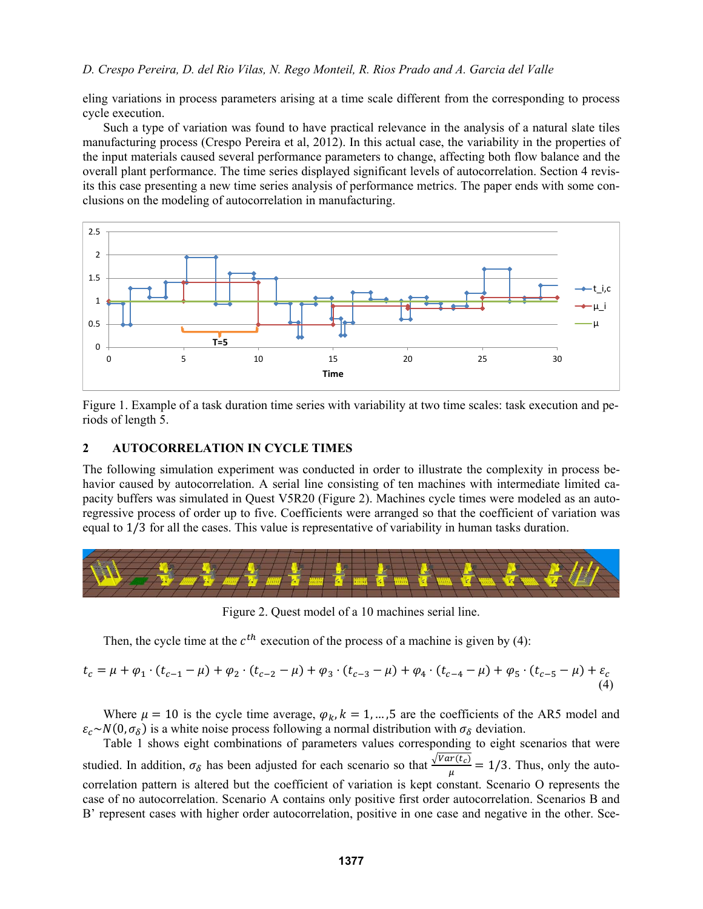eling variations in process parameters arising at a time scale different from the corresponding to process cycle execution.

Such a type of variation was found to have practical relevance in the analysis of a natural slate tiles manufacturing process (Crespo Pereira et al, 2012). In this actual case, the variability in the properties of the input materials caused several performance parameters to change, affecting both flow balance and the overall plant performance. The time series displayed significant levels of autocorrelation. Section 4 revisits this case presenting a new time series analysis of performance metrics. The paper ends with some conclusions on the modeling of autocorrelation in manufacturing.

Figure 1. Example of a task duration time series with variability at two time scales: task execution and periods of length 5.

## 2 AUTOCORRELATION IN CYCLE TIMES

The following simulation experiment was conducted in order to illustrate the complexity in process behavior caused by autocorrelation. A serial line consisting of ten machines with intermediate limited capacity buffers was simulated in Quest V5R20 (Figure 2). Machines cycle times were modeled as an autoregressive process of order up to five. Coefficients were arranged so that the coefficient of variation was equal to $1/3$ for all the cases. This value is representative of variability in human tasks duration.

Figure 2. Quest model of a 10 machines serial line.

Then, the cycle time at the $c^{th}$ execution of the process of a machine is given by (4):

$$t_c = \mu + \varphi_1 \cdot (t_{c-1} - \mu) + \varphi_2 \cdot (t_{c-2} - \mu) + \varphi_3 \cdot (t_{c-3} - \mu) + \varphi_4 \cdot (t_{c-4} - \mu) + \varphi_5 \cdot (t_{c-5} - \mu) + \varepsilon_c \tag{4}$$

Where $\mu = 10$ is the cycle time average, $\varphi_k, k = 1, \dots, 5$ are the coefficients of the AR5 model and $\varepsilon_c \sim N(0, \sigma_\delta)$ is a white noise process following a normal distribution with $\sigma_\delta$ deviation.

Table 1 shows eight combinations of parameters values corresponding to eight scenarios that were studied. In addition, $\sigma_\delta$ has been adjusted for each scenario so that $\frac{\sqrt{Var(t_c)}}{\mu} = 1/3$. Thus, only the autocorrelation pattern is altered but the coefficient of variation is kept constant. Scenario O represents the case of no autocorrelation. Scenario A contains only positive first order autocorrelation. Scenarios B and B' represent cases with higher order autocorrelation, positive in one case and negative in the other. Sce-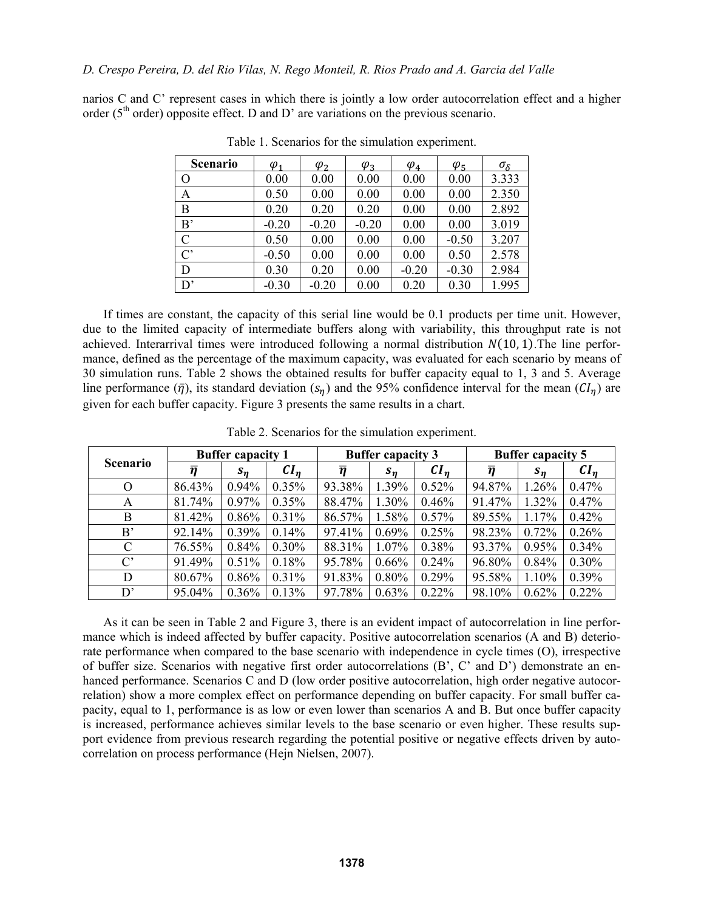narios C and C' represent cases in which there is jointly a low order autocorrelation effect and a higher order (5th order) opposite effect. D and D' are variations on the previous scenario.

Table 1. Scenarios for the simulation experiment.

| Scenario | $\varphi_1$ | $\varphi_2$ | $\varphi_3$ | $\varphi_4$ | $\varphi_5$ | $\sigma_\delta$ |
|---|---|---|---|---|---|---|
| O | 0.00 | 0.00 | 0.00 | 0.00 | 0.00 | 3.333 |
| A | 0.50 | 0.00 | 0.00 | 0.00 | 0.00 | 2.350 |
| B | 0.20 | 0.20 | 0.20 | 0.00 | 0.00 | 2.892 |
| B' | -0.20 | -0.20 | -0.20 | 0.00 | 0.00 | 3.019 |
| C | 0.50 | 0.00 | 0.00 | 0.00 | -0.50 | 3.207 |
| C' | -0.50 | 0.00 | 0.00 | 0.00 | 0.50 | 2.578 |
| D | 0.30 | 0.20 | 0.00 | -0.20 | -0.30 | 2.984 |
| D' | -0.30 | -0.20 | 0.00 | 0.20 | 0.30 | 1.995 |

If times are constant, the capacity of this serial line would be 0.1 products per time unit. However, due to the limited capacity of intermediate buffers along with variability, this throughput rate is not achieved. Interarrival times were introduced following a normal distribution $N(10,1)$.The line performance, defined as the percentage of the maximum capacity, was evaluated for each scenario by means of 30 simulation runs. Table 2 shows the obtained results for buffer capacity equal to 1, 3 and 5. Average line performance ($\bar{\eta}$), its standard deviation ($s_\eta$) and the 95% confidence interval for the mean ($CI_\eta$) are given for each buffer capacity. Figure 3 presents the same results in a chart.

Table 2. Scenarios for the simulation experiment.

| Scenario | Buffer capacity 1 | | | Buffer capacity 3 | | | Buffer capacity 5 | | |
|---|---|---|---|---|---|---|---|---|---|
| | $\bar{\eta}$ | $s_\eta$ | $CI_\eta$ | $\bar{\eta}$ | $s_\eta$ | $CI_\eta$ | $\bar{\eta}$ | $s_\eta$ | $CI_\eta$ |
| O | 86.43% | 0.94% | 0.35% | 93.38% | 1.39% | 0.52% | 94.87% | 1.26% | 0.47% |
| A | 81.74% | 0.97% | 0.35% | 88.47% | 1.30% | 0.46% | 91.47% | 1.32% | 0.47% |
| B | 81.42% | 0.86% | 0.31% | 86.57% | 1.58% | 0.57% | 89.55% | 1.17% | 0.42% |
| B' | 92.14% | 0.39% | 0.14% | 97.41% | 0.69% | 0.25% | 98.23% | 0.72% | 0.26% |
| C | 76.55% | 0.84% | 0.30% | 88.31% | 1.07% | 0.38% | 93.37% | 0.95% | 0.34% |
| C' | 91.49% | 0.51% | 0.18% | 95.78% | 0.66% | 0.24% | 96.80% | 0.84% | 0.30% |
| D | 80.67% | 0.86% | 0.31% | 91.83% | 0.80% | 0.29% | 95.58% | 1.10% | 0.39% |
| D' | 95.04% | 0.36% | 0.13% | 97.78% | 0.63% | 0.22% | 98.10% | 0.62% | 0.22% |

As it can be seen in Table 2 and Figure 3, there is an evident impact of autocorrelation in line performance which is indeed affected by buffer capacity. Positive autocorrelation scenarios (A and B) deteriorate performance when compared to the base scenario with independence in cycle times (O), irrespective of buffer size. Scenarios with negative first order autocorrelations (B', C' and D') demonstrate an enhanced performance. Scenarios C and D (low order positive autocorrelation, high order negative autocorrelation) show a more complex effect on performance depending on buffer capacity. For small buffer capacity, equal to 1, performance is as low or even lower than scenarios A and B. But once buffer capacity is increased, performance achieves similar levels to the base scenario or even higher. These results support evidence from previous research regarding the potential positive or negative effects driven by autocorrelation on process performance (Hejn Nielsen, 2007).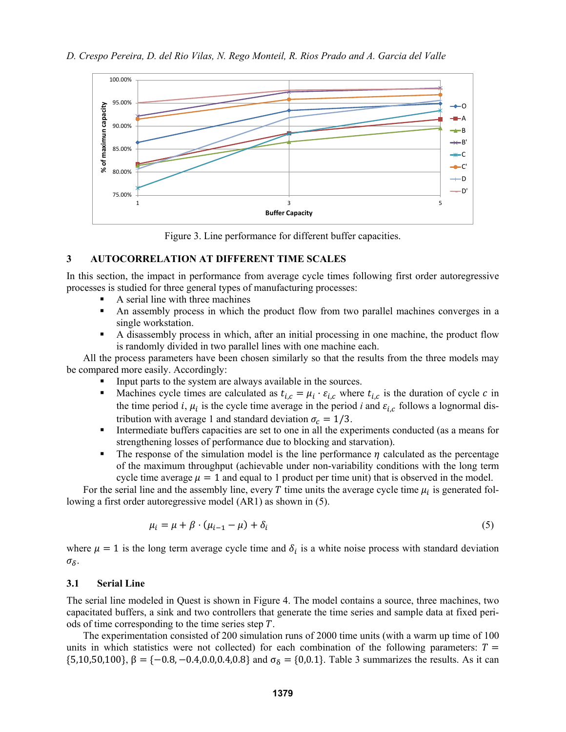Figure 3. Line performance for different buffer capacities.

## 3 AUTOCORRELATION AT DIFFERENT TIME SCALES

In this section, the impact in performance from average cycle times following first order autoregressive processes is studied for three general types of manufacturing processes:

- A serial line with three machines
- An assembly process in which the product flow from two parallel machines converges in a single workstation.
- A disassembly process in which, after an initial processing in one machine, the product flow is randomly divided in two parallel lines with one machine each.

All the process parameters have been chosen similarly so that the results from the three models may be compared more easily. Accordingly:

- Input parts to the system are always available in the sources.
- Machines cycle times are calculated as $t_{i,c} = \mu_i \cdot \varepsilon_{i,c}$ where $t_{i,c}$ is the duration of cycle $c$ in the time period $i$, $\mu_i$ is the cycle time average in the period $i$ and $\varepsilon_{i,c}$ follows a lognormal distribution with average 1 and standard deviation $\sigma_c = 1/3$.
- Intermediate buffers capacities are set to one in all the experiments conducted (as a means for strengthening losses of performance due to blocking and starvation).
- The response of the simulation model is the line performance $\eta$ calculated as the percentage of the maximum throughput (achievable under non-variability conditions with the long term cycle time average $\mu = 1$ and equal to 1 product per time unit) that is observed in the model.

For the serial line and the assembly line, every $T$ time units the average cycle time $\mu_i$ is generated following a first order autoregressive model (AR1) as shown in (5).

$$\mu_i = \mu + \beta \cdot (\mu_{i-1} - \mu) + \delta_i \tag{5}$$

where $\mu = 1$ is the long term average cycle time and $\delta_i$ is a white noise process with standard deviation $\sigma_\delta$.

### 3.1 Serial Line

The serial line modeled in Quest is shown in Figure 4. The model contains a source, three machines, two capacitated buffers, a sink and two controllers that generate the time series and sample data at fixed periods of time corresponding to the time series step $T$.

The experimentation consisted of 200 simulation runs of 2000 time units (with a warm up time of 100 units in which statistics were not collected) for each combination of the following parameters: $T = \{5, 10, 50, 100\}$, $\beta = \{-0.8, -0.4, 0.0, 0.4, 0.8\}$ and $\sigma_\delta = \{0, 0.1\}$. Table 3 summarizes the results. As it can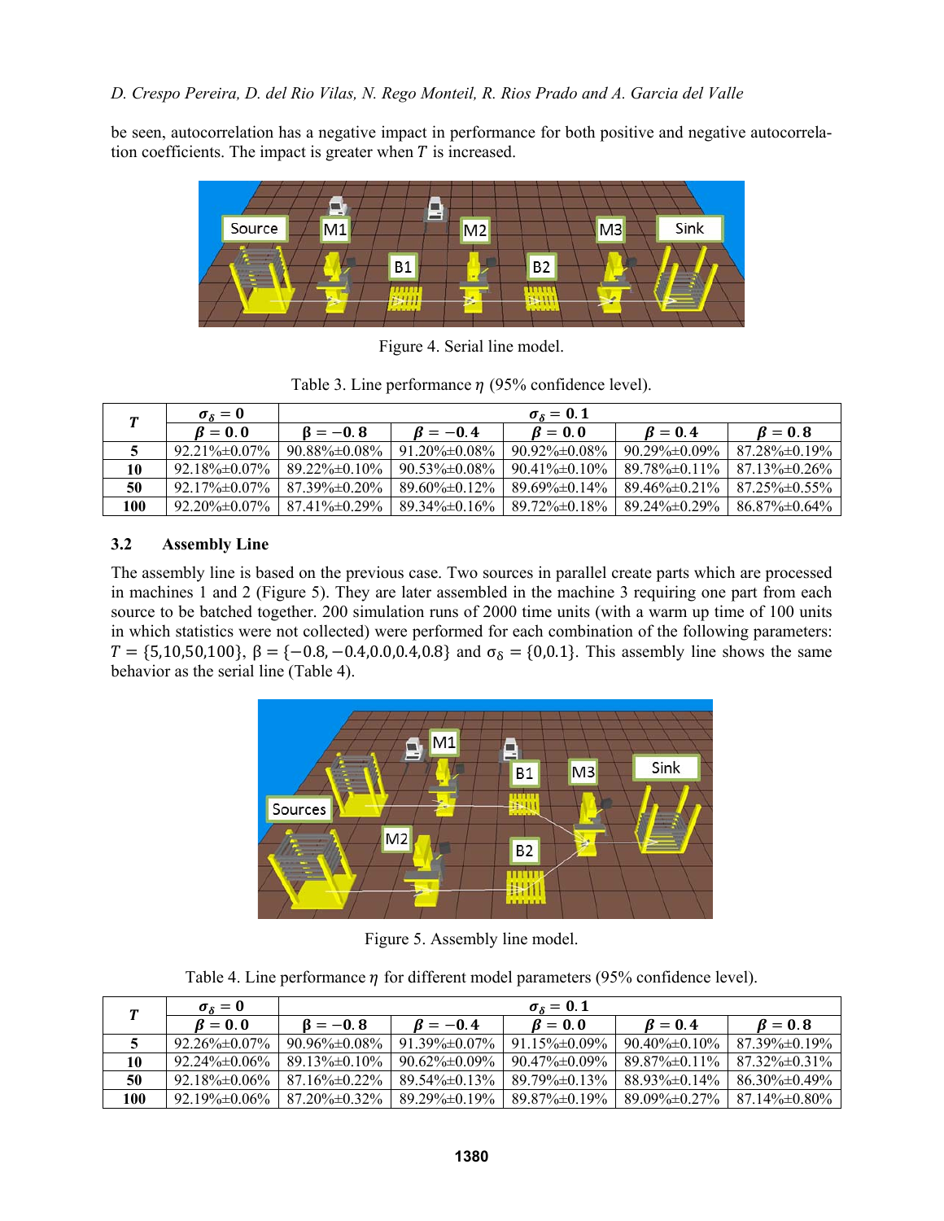be seen, autocorrelation has a negative impact in performance for both positive and negative autocorrelation coefficients. The impact is greater when $T$ is increased.

Figure 4. Serial line model.

Table 3. Line performance $\eta$ (95% confidence level).

| $T$ | $\sigma_\delta = 0$ | $\sigma_\delta = 0.1$ | | | | |
|---|---|---|---|---|---|---|
| | $\beta = 0.0$ | $\beta = -0.8$ | $\beta = -0.4$ | $\beta = 0.0$ | $\beta = 0.4$ | $\beta = 0.8$ |
| **5** | 92.21%±0.07% | 90.88%±0.08% | 91.20%±0.08% | 90.92%±0.08% | 90.29%±0.09% | 87.28%±0.19% |
| **10** | 92.18%±0.07% | 89.22%±0.10% | 90.53%±0.08% | 90.41%±0.10% | 89.78%±0.11% | 87.13%±0.26% |
| **50** | 92.17%±0.07% | 87.39%±0.20% | 89.60%±0.12% | 89.69%±0.14% | 89.46%±0.21% | 87.25%±0.55% |
| **100** | 92.20%±0.07% | 87.41%±0.29% | 89.34%±0.16% | 89.72%±0.18% | 89.24%±0.29% | 86.87%±0.64% |

### 3.2 Assembly Line

The assembly line is based on the previous case. Two sources in parallel create parts which are processed in machines 1 and 2 (Figure 5). They are later assembled in the machine 3 requiring one part from each source to be batched together. 200 simulation runs of 2000 time units (with a warm up time of 100 units in which statistics were not collected) were performed for each combination of the following parameters: $T = \{5,10,50,100\}$, $\beta = \{-0.8,-0.4,0.0,0.4,0.8\}$ and $\sigma_\delta = \{0,0.1\}$. This assembly line shows the same behavior as the serial line (Table 4).

Figure 5. Assembly line model.

Table 4. Line performance $\eta$ for different model parameters (95% confidence level).

| $T$ | $\sigma_\delta = 0$ | $\sigma_\delta = 0.1$ | | | | |
|---|---|---|---|---|---|---|
| | $\beta = 0.0$ | $\beta = -0.8$ | $\beta = -0.4$ | $\beta = 0.0$ | $\beta = 0.4$ | $\beta = 0.8$ |
| **5** | 92.26%±0.07% | 90.96%±0.08% | 91.39%±0.07% | 91.15%±0.09% | 90.40%±0.10% | 87.39%±0.19% |
| **10** | 92.24%±0.06% | 89.13%±0.10% | 90.62%±0.09% | 90.47%±0.09% | 89.87%±0.11% | 87.32%±0.31% |
| **50** | 92.18%±0.06% | 87.16%±0.22% | 89.54%±0.13% | 89.79%±0.13% | 88.93%±0.14% | 86.30%±0.49% |
| **100** | 92.19%±0.06% | 87.20%±0.32% | 89.29%±0.19% | 89.87%±0.19% | 89.09%±0.27% | 87.14%±0.80% |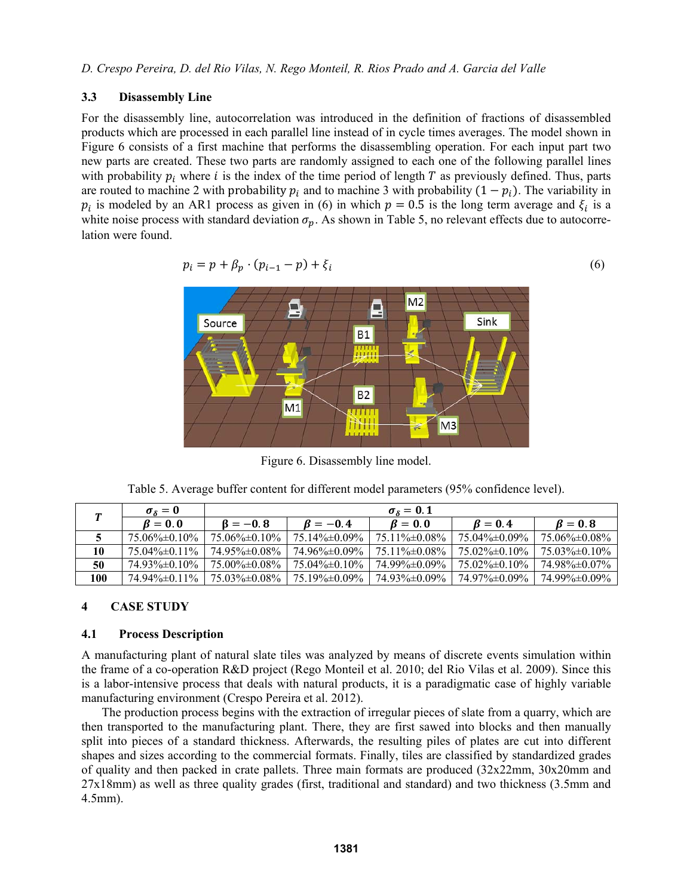### 3.3 Disassembly Line

For the disassembly line, autocorrelation was introduced in the definition of fractions of disassembled products which are processed in each parallel line instead of in cycle times averages. The model shown in Figure 6 consists of a first machine that performs the disassembling operation. For each input part two new parts are created. These two parts are randomly assigned to each one of the following parallel lines with probability $p_i$ where $i$ is the index of the time period of length $T$ as previously defined. Thus, parts are routed to machine 2 with probability $p_i$ and to machine 3 with probability $(1 - p_i)$. The variability in $p_i$ is modeled by an AR1 process as given in (6) in which $p = 0.5$ is the long term average and $\xi_i$ is a white noise process with standard deviation $\sigma_p$. As shown in Table 5, no relevant effects due to autocorrelation were found.

$$p_i = p + \beta_p \cdot (p_{i-1} - p) + \xi_i \tag{6}$$

Figure 6. Disassembly line model.

Table 5. Average buffer content for different model parameters (95% confidence level).

| $T$ | $\sigma_\delta = 0$ | $\sigma_\delta = 0.1$ | | | | |
|---|---|---|---|---|---|---|
| | $\beta = 0.0$ | $\beta = -0.8$ | $\beta = -0.4$ | $\beta = 0.0$ | $\beta = 0.4$ | $\beta = 0.8$ |
| **5** | 75.06%±0.10% | 75.06%±0.10% | 75.14%±0.09% | 75.11%±0.08% | 75.04%±0.09% | 75.06%±0.08% |
| **10** | 75.04%±0.11% | 74.95%±0.08% | 74.96%±0.09% | 75.11%±0.08% | 75.02%±0.10% | 75.03%±0.10% |
| **50** | 74.93%±0.10% | 75.00%±0.08% | 75.04%±0.10% | 74.99%±0.09% | 75.02%±0.10% | 74.98%±0.07% |
| **100** | 74.94%±0.11% | 75.03%±0.08% | 75.19%±0.09% | 74.93%±0.09% | 74.97%±0.09% | 74.99%±0.09% |

## 4 CASE STUDY

### 4.1 Process Description

A manufacturing plant of natural slate tiles was analyzed by means of discrete events simulation within the frame of a co-operation R&D project (Rego Monteil et al. 2010; del Rio Vilas et al. 2009). Since this is a labor-intensive process that deals with natural products, it is a paradigmatic case of highly variable manufacturing environment (Crespo Pereira et al. 2012).

The production process begins with the extraction of irregular pieces of slate from a quarry, which are then transported to the manufacturing plant. There, they are first sawed into blocks and then manually split into pieces of a standard thickness. Afterwards, the resulting piles of plates are cut into different shapes and sizes according to the commercial formats. Finally, tiles are classified by standardized grades of quality and then packed in crate pallets. Three main formats are produced (32x22mm, 30x20mm and 27x18mm) as well as three quality grades (first, traditional and standard) and two thickness (3.5mm and 4.5mm).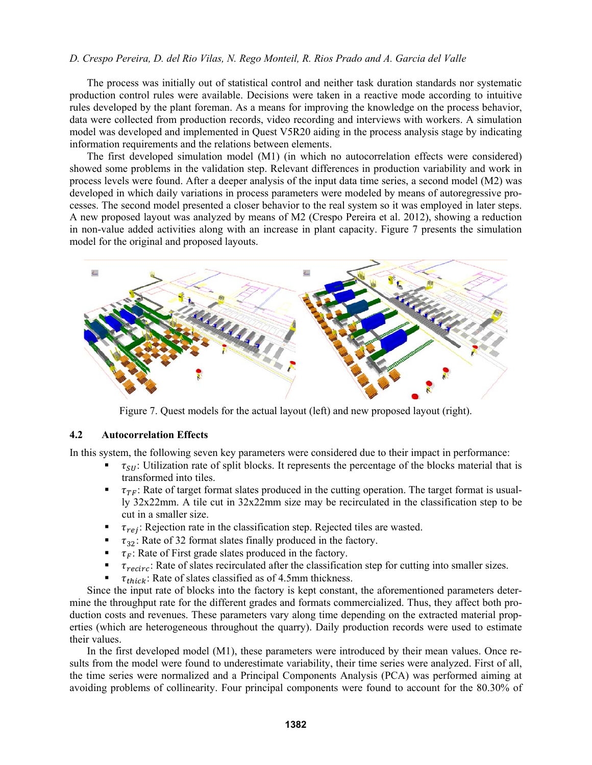The process was initially out of statistical control and neither task duration standards nor systematic production control rules were available. Decisions were taken in a reactive mode according to intuitive rules developed by the plant foreman. As a means for improving the knowledge on the process behavior, data were collected from production records, video recording and interviews with workers. A simulation model was developed and implemented in Quest V5R20 aiding in the process analysis stage by indicating information requirements and the relations between elements.

The first developed simulation model (M1) (in which no autocorrelation effects were considered) showed some problems in the validation step. Relevant differences in production variability and work in process levels were found. After a deeper analysis of the input data time series, a second model (M2) was developed in which daily variations in process parameters were modeled by means of autoregressive processes. The second model presented a closer behavior to the real system so it was employed in later steps. A new proposed layout was analyzed by means of M2 (Crespo Pereira et al. 2012), showing a reduction in non-value added activities along with an increase in plant capacity. Figure 7 presents the simulation model for the original and proposed layouts.

Figure 7. Quest models for the actual layout (left) and new proposed layout (right).

### 4.2 Autocorrelation Effects

In this system, the following seven key parameters were considered due to their impact in performance:

- $\tau_{SU}$: Utilization rate of split blocks. It represents the percentage of the blocks material that is transformed into tiles.
- $\tau_{TF}$: Rate of target format slates produced in the cutting operation. The target format is usually 32x22mm. A tile cut in 32x22mm size may be recirculated in the classification step to be cut in a smaller size.
- $\tau_{rej}$: Rejection rate in the classification step. Rejected tiles are wasted.
- $\tau_{32}$: Rate of 32 format slates finally produced in the factory.
- $\tau_{F}$: Rate of First grade slates produced in the factory.
- $\tau_{recirc}$: Rate of slates recirculated after the classification step for cutting into smaller sizes.
- $\tau_{thick}$: Rate of slates classified as of 4.5mm thickness.

Since the input rate of blocks into the factory is kept constant, the aforementioned parameters determine the throughput rate for the different grades and formats commercialized. Thus, they affect both production costs and revenues. These parameters vary along time depending on the extracted material properties (which are heterogeneous throughout the quarry). Daily production records were used to estimate their values.

In the first developed model (M1), these parameters were introduced by their mean values. Once results from the model were found to underestimate variability, their time series were analyzed. First of all, the time series were normalized and a Principal Components Analysis (PCA) was performed aiming at avoiding problems of collinearity. Four principal components were found to account for the 80.30% of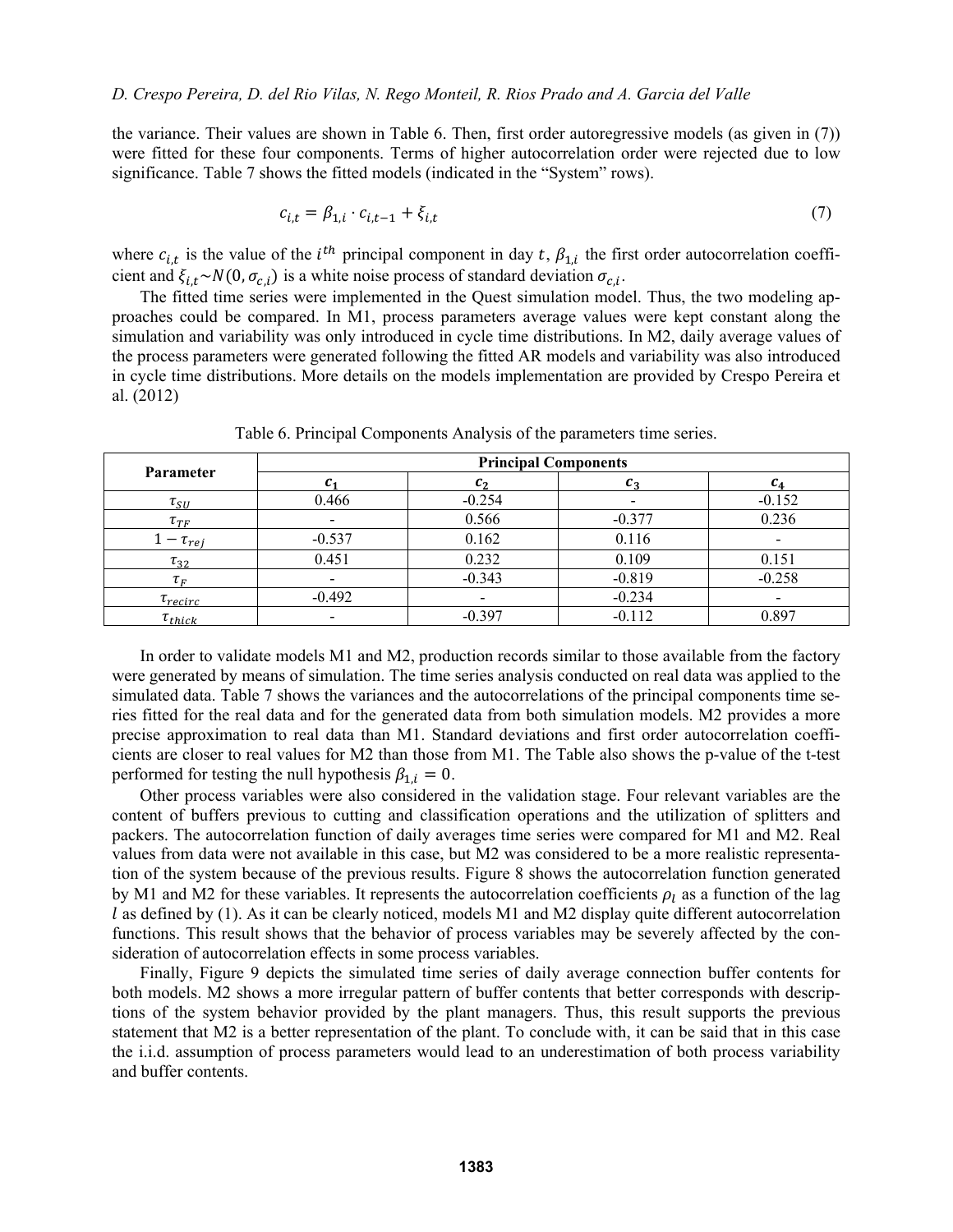the variance. Their values are shown in Table 6. Then, first order autoregressive models (as given in (7)) were fitted for these four components. Terms of higher autocorrelation order were rejected due to low significance. Table 7 shows the fitted models (indicated in the "System" rows).

$$c_{i,t} = \beta_{1,i} \cdot c_{i,t-1} + \xi_{i,t} \tag{7}$$

where $c_{i,t}$ is the value of the $i^{th}$ principal component in day $t$, $\beta_{1,i}$ the first order autocorrelation coefficient and $\xi_{i,t} \sim N(0, \sigma_{c,i})$ is a white noise process of standard deviation $\sigma_{c,i}$.

The fitted time series were implemented in the Quest simulation model. Thus, the two modeling approaches could be compared. In M1, process parameters average values were kept constant along the simulation and variability was only introduced in cycle time distributions. In M2, daily average values of the process parameters were generated following the fitted AR models and variability was also introduced in cycle time distributions. More details on the models implementation are provided by Crespo Pereira et al. (2012)

Table 6. Principal Components Analysis of the parameters time series.

| Parameter | Principal Components | | | |
|---|---|---|---|---|
| | $c_1$ | $c_2$ | $c_3$ | $c_4$ |
| $\tau_{SU}$ | 0.466 | -0.254 | - | -0.152 |
| $\tau_{TF}$ | - | 0.566 | -0.377 | 0.236 |
| $1 - \tau_{rej}$ | -0.537 | 0.162 | 0.116 | - |
| $\tau_{32}$ | 0.451 | 0.232 | 0.109 | 0.151 |
| $\tau_F$ | - | -0.343 | -0.819 | -0.258 |
| $\tau_{recirc}$ | -0.492 | - | -0.234 | - |
| $\tau_{thick}$ | - | -0.397 | -0.112 | 0.897 |

In order to validate models M1 and M2, production records similar to those available from the factory were generated by means of simulation. The time series analysis conducted on real data was applied to the simulated data. Table 7 shows the variances and the autocorrelations of the principal components time series fitted for the real data and for the generated data from both simulation models. M2 provides a more precise approximation to real data than M1. Standard deviations and first order autocorrelation coefficients are closer to real values for M2 than those from M1. The Table also shows the p-value of the t-test performed for testing the null hypothesis $\beta_{1,i} = 0$.

Other process variables were also considered in the validation stage. Four relevant variables are the content of buffers previous to cutting and classification operations and the utilization of splitters and packers. The autocorrelation function of daily averages time series were compared for M1 and M2. Real values from data were not available in this case, but M2 was considered to be a more realistic representation of the system because of the previous results. Figure 8 shows the autocorrelation function generated by M1 and M2 for these variables. It represents the autocorrelation coefficients $\rho_l$ as a function of the lag $l$ as defined by (1). As it can be clearly noticed, models M1 and M2 display quite different autocorrelation functions. This result shows that the behavior of process variables may be severely affected by the consideration of autocorrelation effects in some process variables.

Finally, Figure 9 depicts the simulated time series of daily average connection buffer contents for both models. M2 shows a more irregular pattern of buffer contents that better corresponds with descriptions of the system behavior provided by the plant managers. Thus, this result supports the previous statement that M2 is a better representation of the plant. To conclude with, it can be said that in this case the i.i.d. assumption of process parameters would lead to an underestimation of both process variability and buffer contents.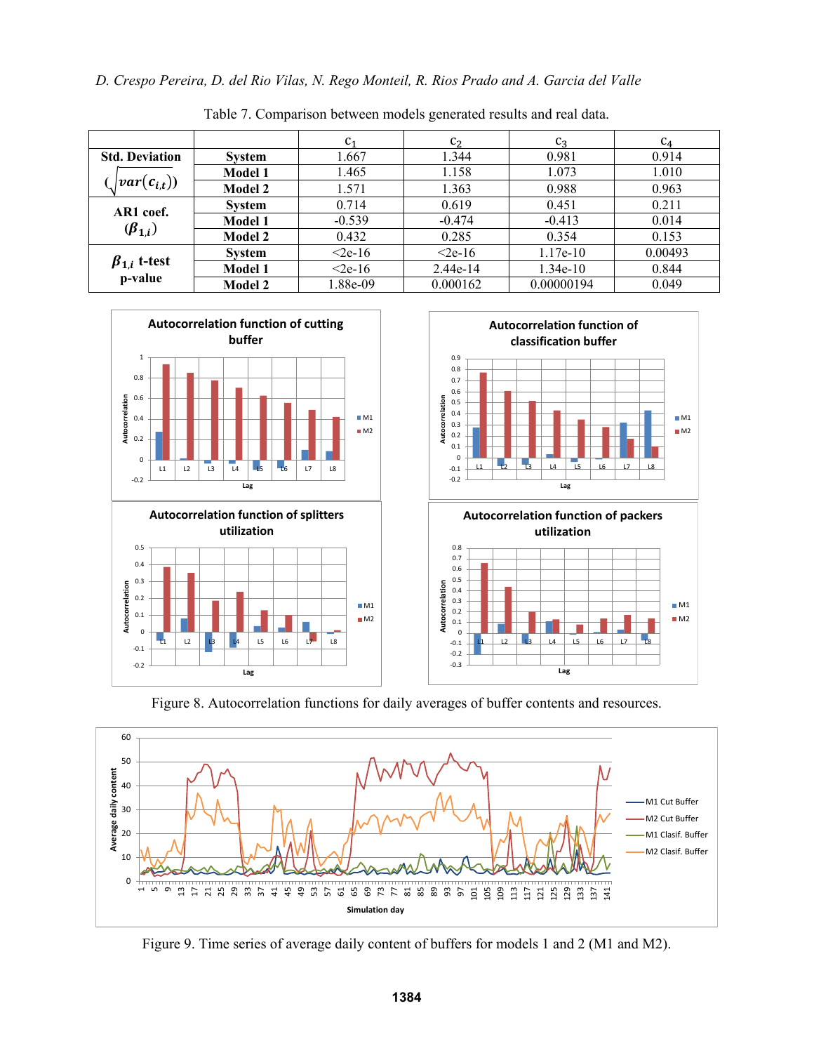Table 7. Comparison between models generated results and real data.

| | | $c_1$ | $c_2$ | $c_3$ | $c_4$ |
|---|---|---|---|---|---|
| **Std. Deviation** $(\sqrt{var(c_{i,t})})$ | **System** | 1.667 | 1.344 | 0.981 | 0.914 |
| | **Model 1** | 1.465 | 1.158 | 1.073 | 1.010 |
| | **Model 2** | 1.571 | 1.363 | 0.988 | 0.963 |
| **AR1 coef.** $(\beta_{1,i})$ | **System** | 0.714 | 0.619 | 0.451 | 0.211 |
| | **Model 1** | -0.539 | -0.474 | -0.413 | 0.014 |
| | **Model 2** | 0.432 | 0.285 | 0.354 | 0.153 |
| $\beta_{1,i}$ **t-test p-value** | **System** | <2e-16 | <2e-16 | 1.17e-10 | 0.00493 |
| | **Model 1** | <2e-16 | 2.44e-14 | 1.34e-10 | 0.844 |
| | **Model 2** | 1.88e-09 | 0.000162 | 0.00000194 | 0.049 |

Figure 8. Autocorrelation functions for daily averages of buffer contents and resources.

Figure 9. Time series of average daily content of buffers for models 1 and 2 (M1 and M2).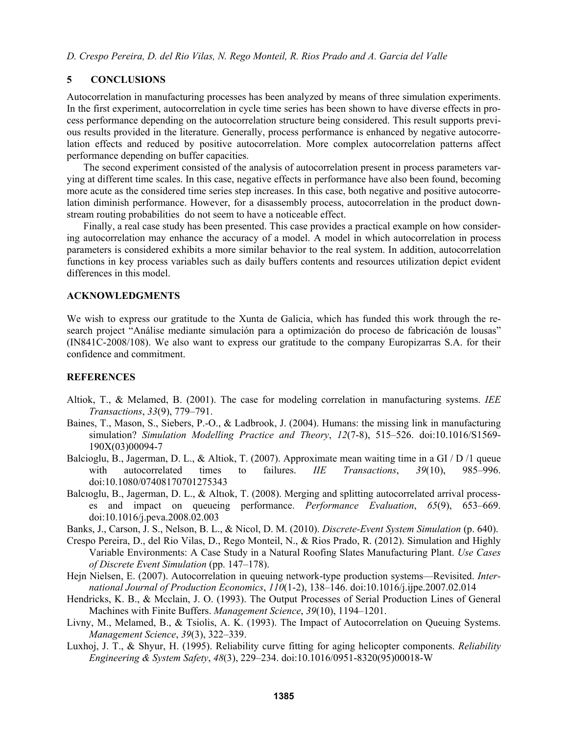## 5 CONCLUSIONS

Autocorrelation in manufacturing processes has been analyzed by means of three simulation experiments. In the first experiment, autocorrelation in cycle time series has been shown to have diverse effects in process performance depending on the autocorrelation structure being considered. This result supports previous results provided in the literature. Generally, process performance is enhanced by negative autocorrelation effects and reduced by positive autocorrelation. More complex autocorrelation patterns affect performance depending on buffer capacities.

The second experiment consisted of the analysis of autocorrelation present in process parameters varying at different time scales. In this case, negative effects in performance have also been found, becoming more acute as the considered time series step increases. In this case, both negative and positive autocorrelation diminish performance. However, for a disassembly process, autocorrelation in the product downstream routing probabilities do not seem to have a noticeable effect.

Finally, a real case study has been presented. This case provides a practical example on how considering autocorrelation may enhance the accuracy of a model. A model in which autocorrelation in process parameters is considered exhibits a more similar behavior to the real system. In addition, autocorrelation functions in key process variables such as daily buffers contents and resources utilization depict evident differences in this model.

## ACKNOWLEDGMENTS

We wish to express our gratitude to the Xunta de Galicia, which has funded this work through the research project "Análise mediante simulación para a optimización do proceso de fabricación de lousas" (IN841C-2008/108). We also want to express our gratitude to the company Europizarras S.A. for their confidence and commitment.

## REFERENCES

Altiok, T., & Melamed, B. (2001). The case for modeling correlation in manufacturing systems. *IEE Transactions*, *33*(9), 779–791.

Baines, T., Mason, S., Siebers, P.-O., & Ladbrook, J. (2004). Humans: the missing link in manufacturing simulation? *Simulation Modelling Practice and Theory*, *12*(7-8), 515–526. doi:10.1016/S1569-190X(03)00094-7

Balcioglu, B., Jagerman, D. L., & Altiok, T. (2007). Approximate mean waiting time in a GI / D /1 queue with autocorrelated times to failures. *IIE Transactions*, *39*(10), 985–996. doi:10.1080/07408170701275343

Balcıoglu, B., Jagerman, D. L., & Altıok, T. (2008). Merging and splitting autocorrelated arrival processes and impact on queueing performance. *Performance Evaluation*, *65*(9), 653–669. doi:10.1016/j.peva.2008.02.003

Banks, J., Carson, J. S., Nelson, B. L., & Nicol, D. M. (2010). *Discrete-Event System Simulation* (p. 640).

Crespo Pereira, D., del Rio Vilas, D., Rego Monteil, N., & Rios Prado, R. (2012). Simulation and Highly Variable Environments: A Case Study in a Natural Roofing Slates Manufacturing Plant. *Use Cases of Discrete Event Simulation* (pp. 147–178).

Hejn Nielsen, E. (2007). Autocorrelation in queuing network-type production systems—Revisited. *International Journal of Production Economics*, *110*(1-2), 138–146. doi:10.1016/j.ijpe.2007.02.014

Hendricks, K. B., & Mcclain, J. O. (1993). The Output Processes of Serial Production Lines of General Machines with Finite Buffers. *Management Science*, *39*(10), 1194–1201.

Livny, M., Melamed, B., & Tsiolis, A. K. (1993). The Impact of Autocorrelation on Queuing Systems. *Management Science*, *39*(3), 322–339.

Luxhoj, J. T., & Shyur, H. (1995). Reliability curve fitting for aging helicopter components. *Reliability Engineering & System Safety*, *48*(3), 229–234. doi:10.1016/0951-8320(95)00018-W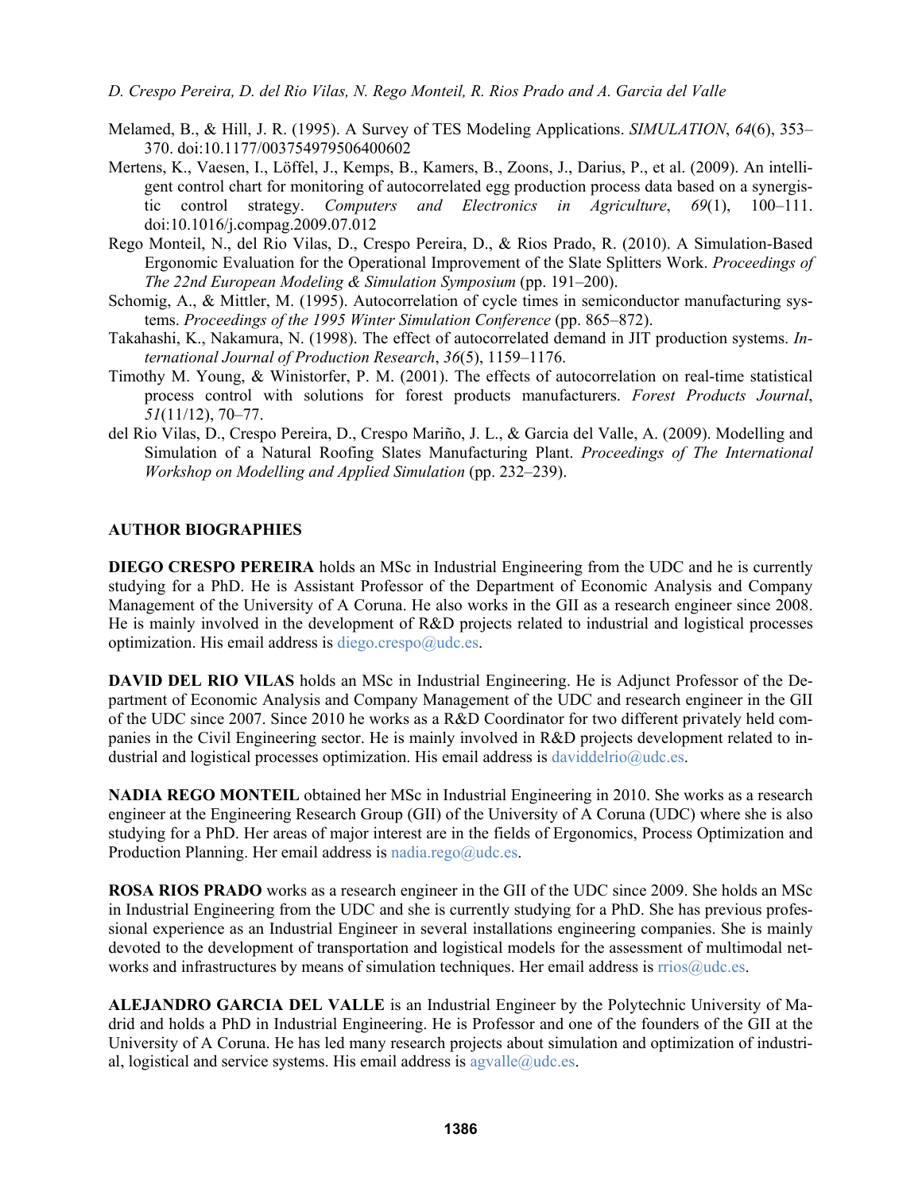Melamed, B., & Hill, J. R. (1995). A Survey of TES Modeling Applications. *SIMULATION*, *64*(6), 353–370. doi:10.1177/003754979506400602

Mertens, K., Vaesen, I., Löffel, J., Kemps, B., Kamers, B., Zoons, J., Darius, P., et al. (2009). An intelligent control chart for monitoring of autocorrelated egg production process data based on a synergistic control strategy. *Computers and Electronics in Agriculture*, *69*(1), 100–111. doi:10.1016/j.compag.2009.07.012

Rego Monteil, N., del Rio Vilas, D., Crespo Pereira, D., & Rios Prado, R. (2010). A Simulation-Based Ergonomic Evaluation for the Operational Improvement of the Slate Splitters Work. *Proceedings of The 22nd European Modeling & Simulation Symposium* (pp. 191–200).

Schomig, A., & Mittler, M. (1995). Autocorrelation of cycle times in semiconductor manufacturing systems. *Proceedings of the 1995 Winter Simulation Conference* (pp. 865–872).

Takahashi, K., Nakamura, N. (1998). The effect of autocorrelated demand in JIT production systems. *International Journal of Production Research*, *36*(5), 1159–1176.

Timothy M. Young, & Winistorfer, P. M. (2001). The effects of autocorrelation on real-time statistical process control with solutions for forest products manufacturers. *Forest Products Journal*, *51*(11/12), 70–77.

del Rio Vilas, D., Crespo Pereira, D., Crespo Mariño, J. L., & Garcia del Valle, A. (2009). Modelling and Simulation of a Natural Roofing Slates Manufacturing Plant. *Proceedings of The International Workshop on Modelling and Applied Simulation* (pp. 232–239).

## AUTHOR BIOGRAPHIES

**DIEGO CRESPO PEREIRA** holds an MSc in Industrial Engineering from the UDC and he is currently studying for a PhD. He is Assistant Professor of the Department of Economic Analysis and Company Management of the University of A Coruna. He also works in the GII as a research engineer since 2008. He is mainly involved in the development of R&D projects related to industrial and logistical processes optimization. His email address is diego.crespo@udc.es.

**DAVID DEL RIO VILAS** holds an MSc in Industrial Engineering. He is Adjunct Professor of the Department of Economic Analysis and Company Management of the UDC and research engineer in the GII of the UDC since 2007. Since 2010 he works as a R&D Coordinator for two different privately held companies in the Civil Engineering sector. He is mainly involved in R&D projects development related to industrial and logistical processes optimization. His email address is daviddelrio@udc.es.

**NADIA REGO MONTEIL** obtained her MSc in Industrial Engineering in 2010. She works as a research engineer at the Engineering Research Group (GII) of the University of A Coruna (UDC) where she is also studying for a PhD. Her areas of major interest are in the fields of Ergonomics, Process Optimization and Production Planning. Her email address is nadia.rego@udc.es.

**ROSA RIOS PRADO** works as a research engineer in the GII of the UDC since 2009. She holds an MSc in Industrial Engineering from the UDC and she is currently studying for a PhD. She has previous professional experience as an Industrial Engineer in several installations engineering companies. She is mainly devoted to the development of transportation and logistical models for the assessment of multimodal networks and infrastructures by means of simulation techniques. Her email address is rrios@udc.es.

**ALEJANDRO GARCIA DEL VALLE** is an Industrial Engineer by the Polytechnic University of Madrid and holds a PhD in Industrial Engineering. He is Professor and one of the founders of the GII at the University of A Coruna. He has led many research projects about simulation and optimization of industrial, logistical and service systems. His email address is agvalle@udc.es.